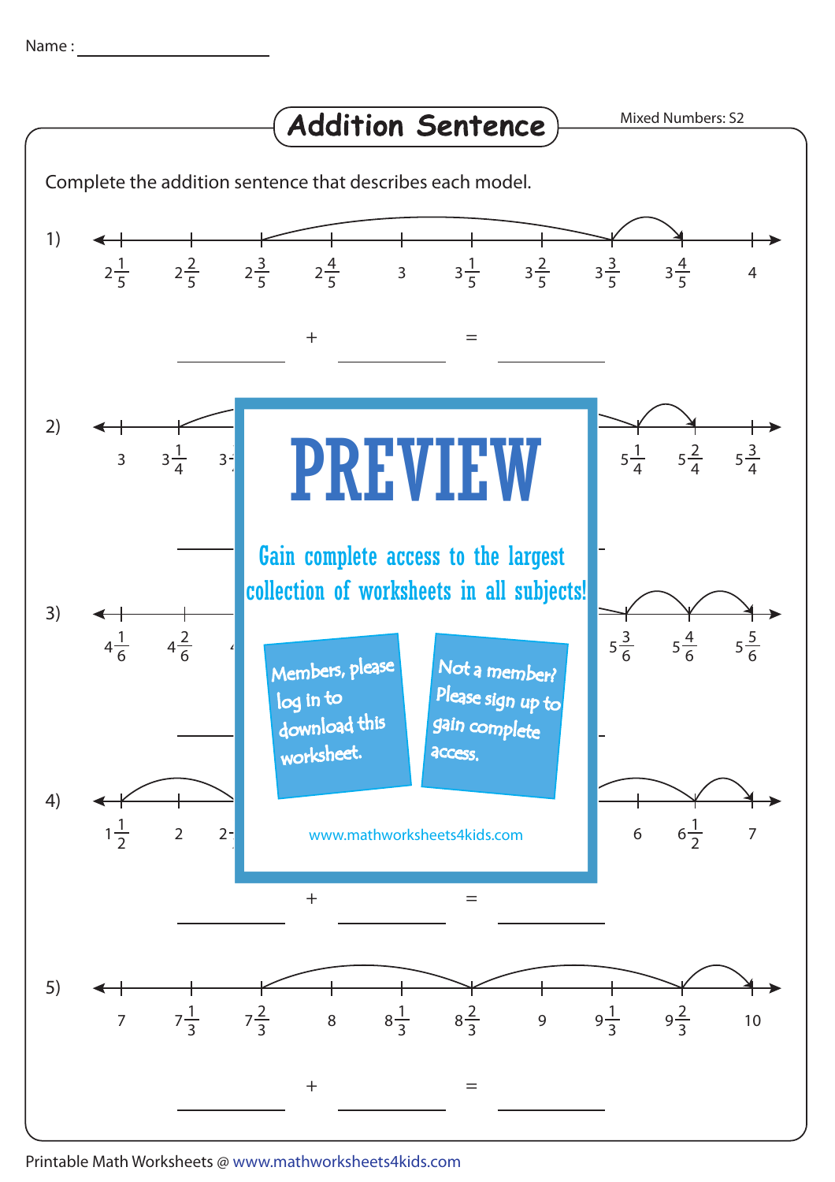Name : ____________________

# Addition Sentence

Mixed Numbers: S2

Complete the addition sentence that describes each model.

1) $2\frac{1}{5}$ $2\frac{2}{5}$ $2\frac{3}{5}$ $2\frac{4}{5}$ $3$ $3\frac{1}{5}$ $3\frac{2}{5}$ $3\frac{3}{5}$ $3\frac{4}{5}$ $4$

__________ + __________ = __________

2) $3$ $3\frac{1}{4}$ $3$ ... $5\frac{1}{4}$ $5\frac{2}{4}$ $5\frac{3}{4}$

__________ + __________ = __________

3) $4\frac{1}{6}$ $4\frac{2}{6}$ $4$ ... $5\frac{3}{6}$ $5\frac{4}{6}$ $5\frac{5}{6}$

__________ + __________ = __________

4) $1\frac{1}{2}$ $2$ $2$ ... $6$ $6\frac{1}{2}$ $7$

__________ + __________ = __________

5) $7$ $7\frac{1}{3}$ $7\frac{2}{3}$ $8$ $8\frac{1}{3}$ $8\frac{2}{3}$ $9$ $9\frac{1}{3}$ $9\frac{2}{3}$ $10$

__________ + __________ = __________

PREVIEW

Gain complete access to the largest collection of worksheets in all subjects!

Members, please log in to download this worksheet.

Not a member? Please sign up to gain complete access.

www.mathworksheets4kids.com

Printable Math Worksheets @ www.mathworksheets4kids.com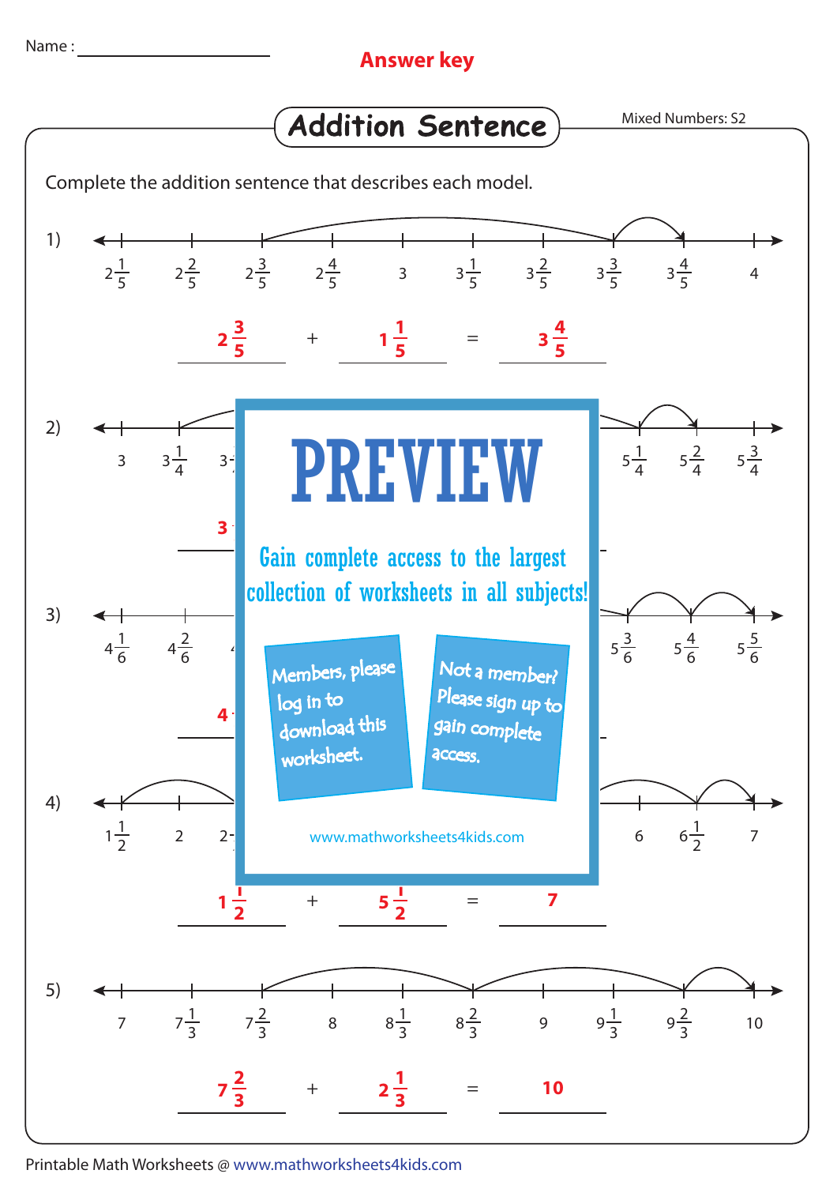Name : ____________________

**Answer key**

# Addition Sentence

Mixed Numbers: S2

Complete the addition sentence that describes each model.

1)

$2\frac{1}{5}$ $2\frac{2}{5}$ $2\frac{3}{5}$ $2\frac{4}{5}$ 3 $3\frac{1}{5}$ $3\frac{2}{5}$ $3\frac{3}{5}$ $3\frac{4}{5}$ 4

$2\frac{3}{5}$ + $1\frac{1}{5}$ = $3\frac{4}{5}$

2)

3 $3\frac{1}{4}$ $3\frac{}{}$ ... $5\frac{1}{4}$ $5\frac{2}{4}$ $5\frac{3}{4}$

3 ...

PREVIEW

Gain complete access to the largest collection of worksheets in all subjects!

Members, please log in to download this worksheet.

Not a member? Please sign up to gain complete access.

www.mathworksheets4kids.com

3)

$4\frac{1}{6}$ $4\frac{2}{6}$ ... $5\frac{3}{6}$ $5\frac{4}{6}$ $5\frac{5}{6}$

4 ...

4)

$1\frac{1}{2}$ 2 2 ... 6 $6\frac{1}{2}$ 7

$1\frac{1}{2}$ + $5\frac{1}{2}$ = 7

5)

7 $7\frac{1}{3}$ $7\frac{2}{3}$ 8 $8\frac{1}{3}$ $8\frac{2}{3}$ 9 $9\frac{1}{3}$ $9\frac{2}{3}$ 10

$7\frac{2}{3}$ + $2\frac{1}{3}$ = 10

Printable Math Worksheets @ www.mathworksheets4kids.com